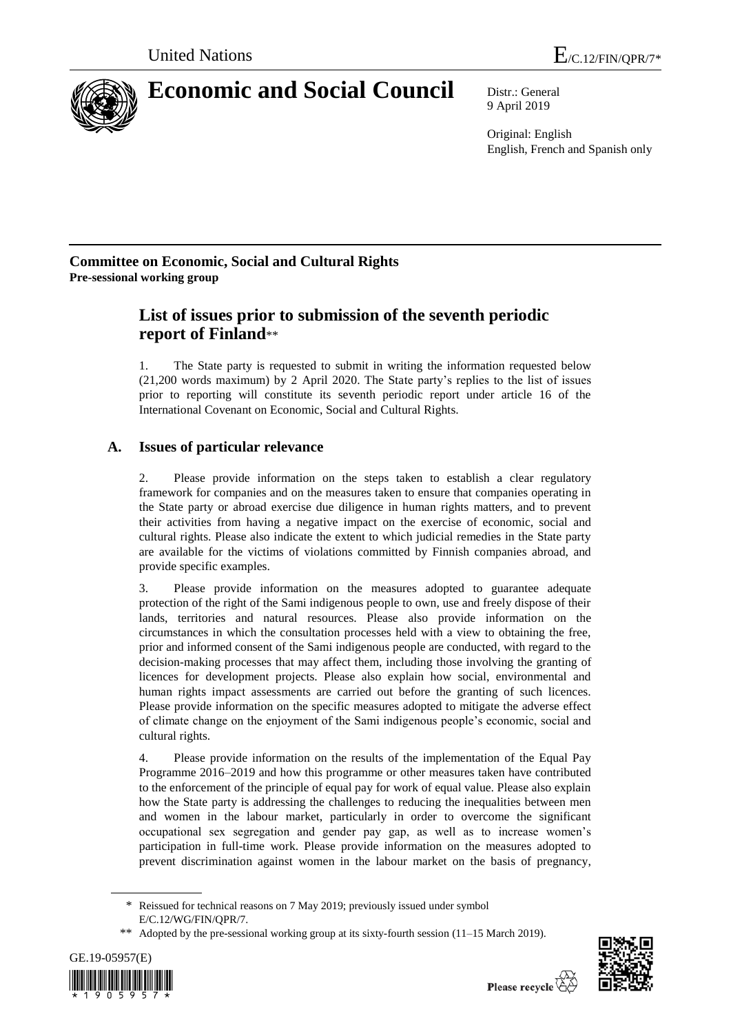United Nations

E/C.12/FIN/QPR/7*

# Economic and Social Council

Distr.: General
9 April 2019

Original: English
English, French and Spanish only

**Committee on Economic, Social and Cultural Rights**
**Pre-sessional working group**

## List of issues prior to submission of the seventh periodic report of Finland**

1. The State party is requested to submit in writing the information requested below (21,200 words maximum) by 2 April 2020. The State party's replies to the list of issues prior to reporting will constitute its seventh periodic report under article 16 of the International Covenant on Economic, Social and Cultural Rights.

### A. Issues of particular relevance

2. Please provide information on the steps taken to establish a clear regulatory framework for companies and on the measures taken to ensure that companies operating in the State party or abroad exercise due diligence in human rights matters, and to prevent their activities from having a negative impact on the exercise of economic, social and cultural rights. Please also indicate the extent to which judicial remedies in the State party are available for the victims of violations committed by Finnish companies abroad, and provide specific examples.

3. Please provide information on the measures adopted to guarantee adequate protection of the right of the Sami indigenous people to own, use and freely dispose of their lands, territories and natural resources. Please also provide information on the circumstances in which the consultation processes held with a view to obtaining the free, prior and informed consent of the Sami indigenous people are conducted, with regard to the decision-making processes that may affect them, including those involving the granting of licences for development projects. Please also explain how social, environmental and human rights impact assessments are carried out before the granting of such licences. Please provide information on the specific measures adopted to mitigate the adverse effect of climate change on the enjoyment of the Sami indigenous people's economic, social and cultural rights.

4. Please provide information on the results of the implementation of the Equal Pay Programme 2016–2019 and how this programme or other measures taken have contributed to the enforcement of the principle of equal pay for work of equal value. Please also explain how the State party is addressing the challenges to reducing the inequalities between men and women in the labour market, particularly in order to overcome the significant occupational sex segregation and gender pay gap, as well as to increase women's participation in full-time work. Please provide information on the measures adopted to prevent discrimination against women in the labour market on the basis of pregnancy,

\* Reissued for technical reasons on 7 May 2019; previously issued under symbol E/C.12/WG/FIN/QPR/7.

\*\* Adopted by the pre-sessional working group at its sixty-fourth session (11–15 March 2019).

GE.19-05957(E)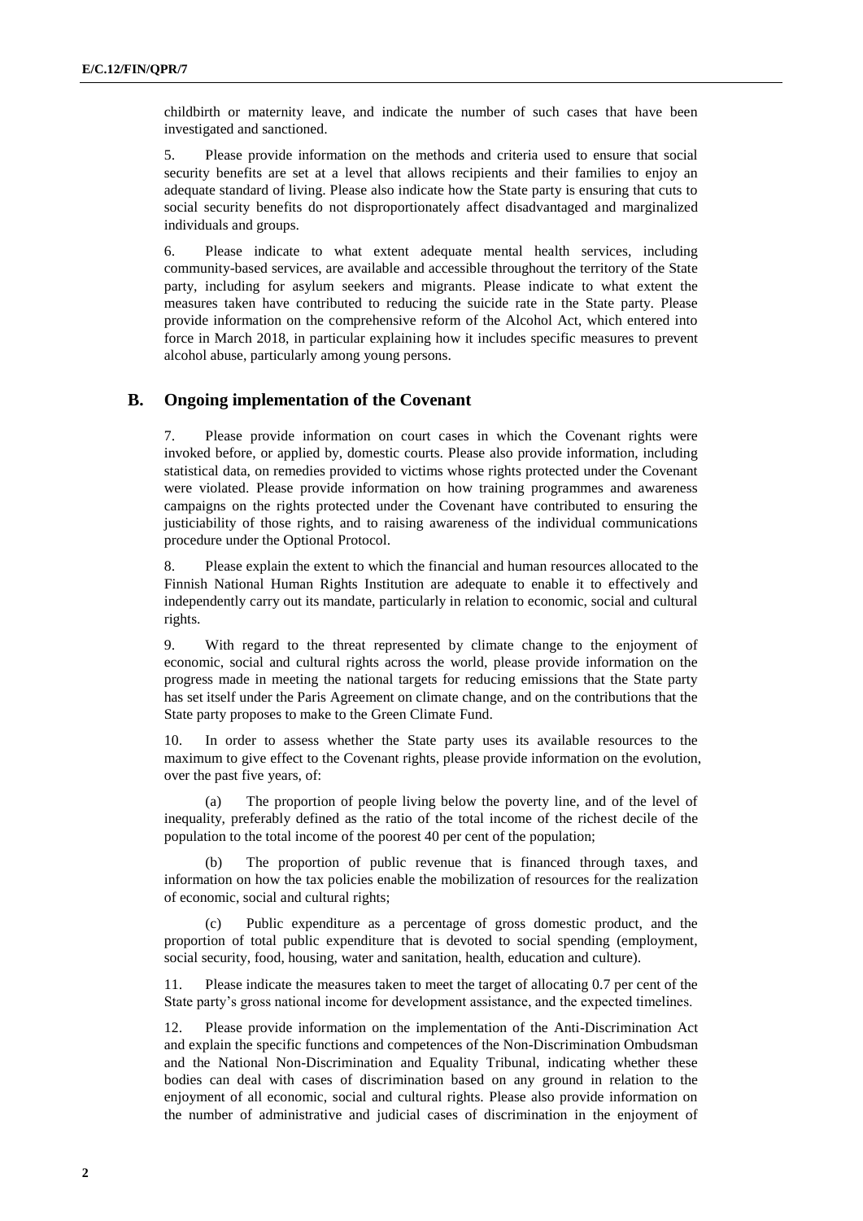childbirth or maternity leave, and indicate the number of such cases that have been investigated and sanctioned.

5. Please provide information on the methods and criteria used to ensure that social security benefits are set at a level that allows recipients and their families to enjoy an adequate standard of living. Please also indicate how the State party is ensuring that cuts to social security benefits do not disproportionately affect disadvantaged and marginalized individuals and groups.

6. Please indicate to what extent adequate mental health services, including community-based services, are available and accessible throughout the territory of the State party, including for asylum seekers and migrants. Please indicate to what extent the measures taken have contributed to reducing the suicide rate in the State party. Please provide information on the comprehensive reform of the Alcohol Act, which entered into force in March 2018, in particular explaining how it includes specific measures to prevent alcohol abuse, particularly among young persons.

## B. Ongoing implementation of the Covenant

7. Please provide information on court cases in which the Covenant rights were invoked before, or applied by, domestic courts. Please also provide information, including statistical data, on remedies provided to victims whose rights protected under the Covenant were violated. Please provide information on how training programmes and awareness campaigns on the rights protected under the Covenant have contributed to ensuring the justiciability of those rights, and to raising awareness of the individual communications procedure under the Optional Protocol.

8. Please explain the extent to which the financial and human resources allocated to the Finnish National Human Rights Institution are adequate to enable it to effectively and independently carry out its mandate, particularly in relation to economic, social and cultural rights.

9. With regard to the threat represented by climate change to the enjoyment of economic, social and cultural rights across the world, please provide information on the progress made in meeting the national targets for reducing emissions that the State party has set itself under the Paris Agreement on climate change, and on the contributions that the State party proposes to make to the Green Climate Fund.

10. In order to assess whether the State party uses its available resources to the maximum to give effect to the Covenant rights, please provide information on the evolution, over the past five years, of:

(a) The proportion of people living below the poverty line, and of the level of inequality, preferably defined as the ratio of the total income of the richest decile of the population to the total income of the poorest 40 per cent of the population;

(b) The proportion of public revenue that is financed through taxes, and information on how the tax policies enable the mobilization of resources for the realization of economic, social and cultural rights;

(c) Public expenditure as a percentage of gross domestic product, and the proportion of total public expenditure that is devoted to social spending (employment, social security, food, housing, water and sanitation, health, education and culture).

11. Please indicate the measures taken to meet the target of allocating 0.7 per cent of the State party's gross national income for development assistance, and the expected timelines.

12. Please provide information on the implementation of the Anti-Discrimination Act and explain the specific functions and competences of the Non-Discrimination Ombudsman and the National Non-Discrimination and Equality Tribunal, indicating whether these bodies can deal with cases of discrimination based on any ground in relation to the enjoyment of all economic, social and cultural rights. Please also provide information on the number of administrative and judicial cases of discrimination in the enjoyment of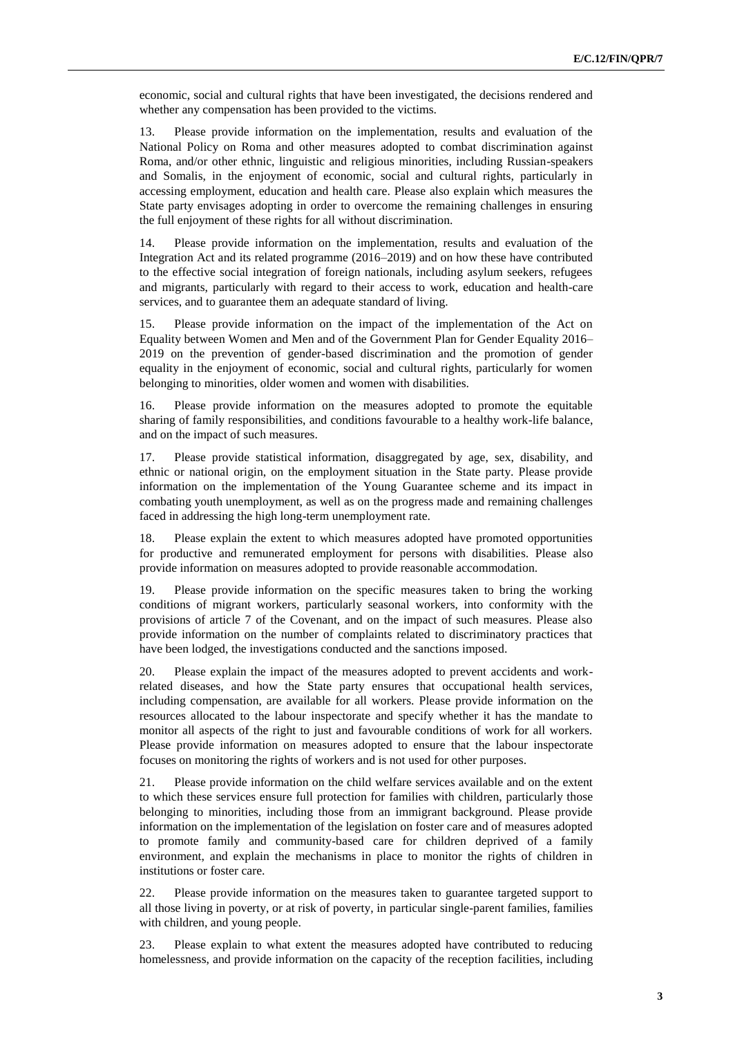economic, social and cultural rights that have been investigated, the decisions rendered and whether any compensation has been provided to the victims.

13. Please provide information on the implementation, results and evaluation of the National Policy on Roma and other measures adopted to combat discrimination against Roma, and/or other ethnic, linguistic and religious minorities, including Russian-speakers and Somalis, in the enjoyment of economic, social and cultural rights, particularly in accessing employment, education and health care. Please also explain which measures the State party envisages adopting in order to overcome the remaining challenges in ensuring the full enjoyment of these rights for all without discrimination.

14. Please provide information on the implementation, results and evaluation of the Integration Act and its related programme (2016–2019) and on how these have contributed to the effective social integration of foreign nationals, including asylum seekers, refugees and migrants, particularly with regard to their access to work, education and health-care services, and to guarantee them an adequate standard of living.

15. Please provide information on the impact of the implementation of the Act on Equality between Women and Men and of the Government Plan for Gender Equality 2016–2019 on the prevention of gender-based discrimination and the promotion of gender equality in the enjoyment of economic, social and cultural rights, particularly for women belonging to minorities, older women and women with disabilities.

16. Please provide information on the measures adopted to promote the equitable sharing of family responsibilities, and conditions favourable to a healthy work-life balance, and on the impact of such measures.

17. Please provide statistical information, disaggregated by age, sex, disability, and ethnic or national origin, on the employment situation in the State party. Please provide information on the implementation of the Young Guarantee scheme and its impact in combating youth unemployment, as well as on the progress made and remaining challenges faced in addressing the high long-term unemployment rate.

18. Please explain the extent to which measures adopted have promoted opportunities for productive and remunerated employment for persons with disabilities. Please also provide information on measures adopted to provide reasonable accommodation.

19. Please provide information on the specific measures taken to bring the working conditions of migrant workers, particularly seasonal workers, into conformity with the provisions of article 7 of the Covenant, and on the impact of such measures. Please also provide information on the number of complaints related to discriminatory practices that have been lodged, the investigations conducted and the sanctions imposed.

20. Please explain the impact of the measures adopted to prevent accidents and work-related diseases, and how the State party ensures that occupational health services, including compensation, are available for all workers. Please provide information on the resources allocated to the labour inspectorate and specify whether it has the mandate to monitor all aspects of the right to just and favourable conditions of work for all workers. Please provide information on measures adopted to ensure that the labour inspectorate focuses on monitoring the rights of workers and is not used for other purposes.

21. Please provide information on the child welfare services available and on the extent to which these services ensure full protection for families with children, particularly those belonging to minorities, including those from an immigrant background. Please provide information on the implementation of the legislation on foster care and of measures adopted to promote family and community-based care for children deprived of a family environment, and explain the mechanisms in place to monitor the rights of children in institutions or foster care.

22. Please provide information on the measures taken to guarantee targeted support to all those living in poverty, or at risk of poverty, in particular single-parent families, families with children, and young people.

23. Please explain to what extent the measures adopted have contributed to reducing homelessness, and provide information on the capacity of the reception facilities, including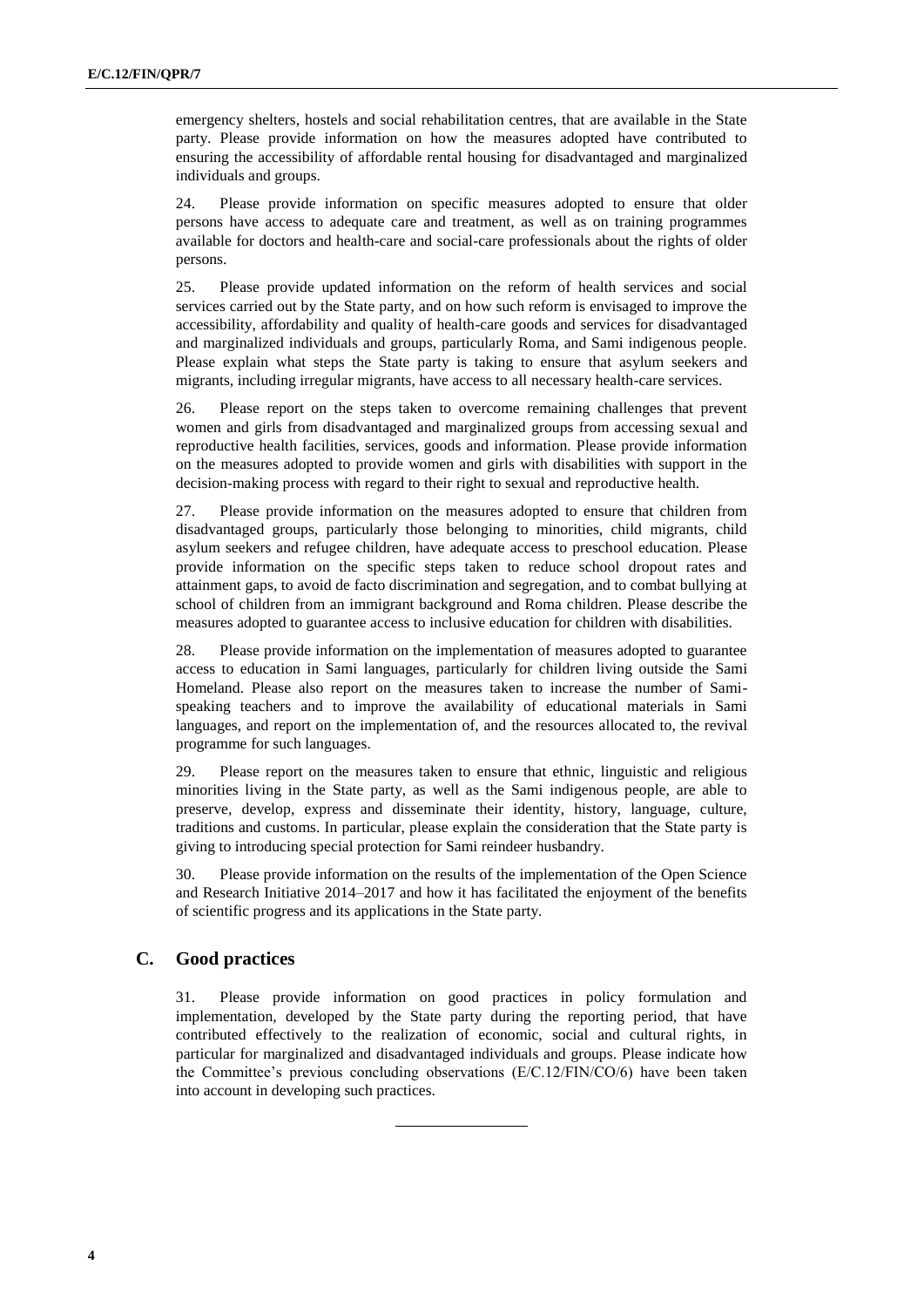emergency shelters, hostels and social rehabilitation centres, that are available in the State party. Please provide information on how the measures adopted have contributed to ensuring the accessibility of affordable rental housing for disadvantaged and marginalized individuals and groups.

24. Please provide information on specific measures adopted to ensure that older persons have access to adequate care and treatment, as well as on training programmes available for doctors and health-care and social-care professionals about the rights of older persons.

25. Please provide updated information on the reform of health services and social services carried out by the State party, and on how such reform is envisaged to improve the accessibility, affordability and quality of health-care goods and services for disadvantaged and marginalized individuals and groups, particularly Roma, and Sami indigenous people. Please explain what steps the State party is taking to ensure that asylum seekers and migrants, including irregular migrants, have access to all necessary health-care services.

26. Please report on the steps taken to overcome remaining challenges that prevent women and girls from disadvantaged and marginalized groups from accessing sexual and reproductive health facilities, services, goods and information. Please provide information on the measures adopted to provide women and girls with disabilities with support in the decision-making process with regard to their right to sexual and reproductive health.

27. Please provide information on the measures adopted to ensure that children from disadvantaged groups, particularly those belonging to minorities, child migrants, child asylum seekers and refugee children, have adequate access to preschool education. Please provide information on the specific steps taken to reduce school dropout rates and attainment gaps, to avoid de facto discrimination and segregation, and to combat bullying at school of children from an immigrant background and Roma children. Please describe the measures adopted to guarantee access to inclusive education for children with disabilities.

28. Please provide information on the implementation of measures adopted to guarantee access to education in Sami languages, particularly for children living outside the Sami Homeland. Please also report on the measures taken to increase the number of Sami-speaking teachers and to improve the availability of educational materials in Sami languages, and report on the implementation of, and the resources allocated to, the revival programme for such languages.

29. Please report on the measures taken to ensure that ethnic, linguistic and religious minorities living in the State party, as well as the Sami indigenous people, are able to preserve, develop, express and disseminate their identity, history, language, culture, traditions and customs. In particular, please explain the consideration that the State party is giving to introducing special protection for Sami reindeer husbandry.

30. Please provide information on the results of the implementation of the Open Science and Research Initiative 2014–2017 and how it has facilitated the enjoyment of the benefits of scientific progress and its applications in the State party.

## C. Good practices

31. Please provide information on good practices in policy formulation and implementation, developed by the State party during the reporting period, that have contributed effectively to the realization of economic, social and cultural rights, in particular for marginalized and disadvantaged individuals and groups. Please indicate how the Committee's previous concluding observations (E/C.12/FIN/CO/6) have been taken into account in developing such practices.